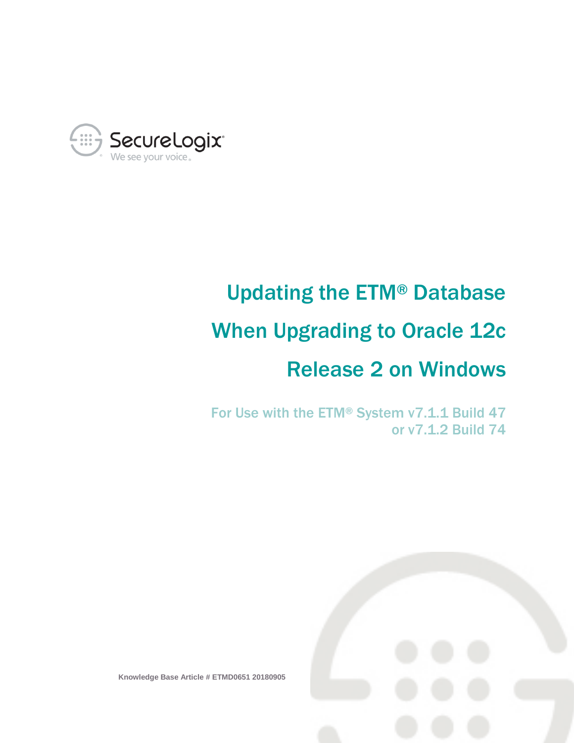SecureLogix
We see your voice.

# Updating the ETM® Database When Upgrading to Oracle 12c Release 2 on Windows

For Use with the ETM® System v7.1.1 Build 47 or v7.1.2 Build 74

**Knowledge Base Article # ETMD0651 20180905**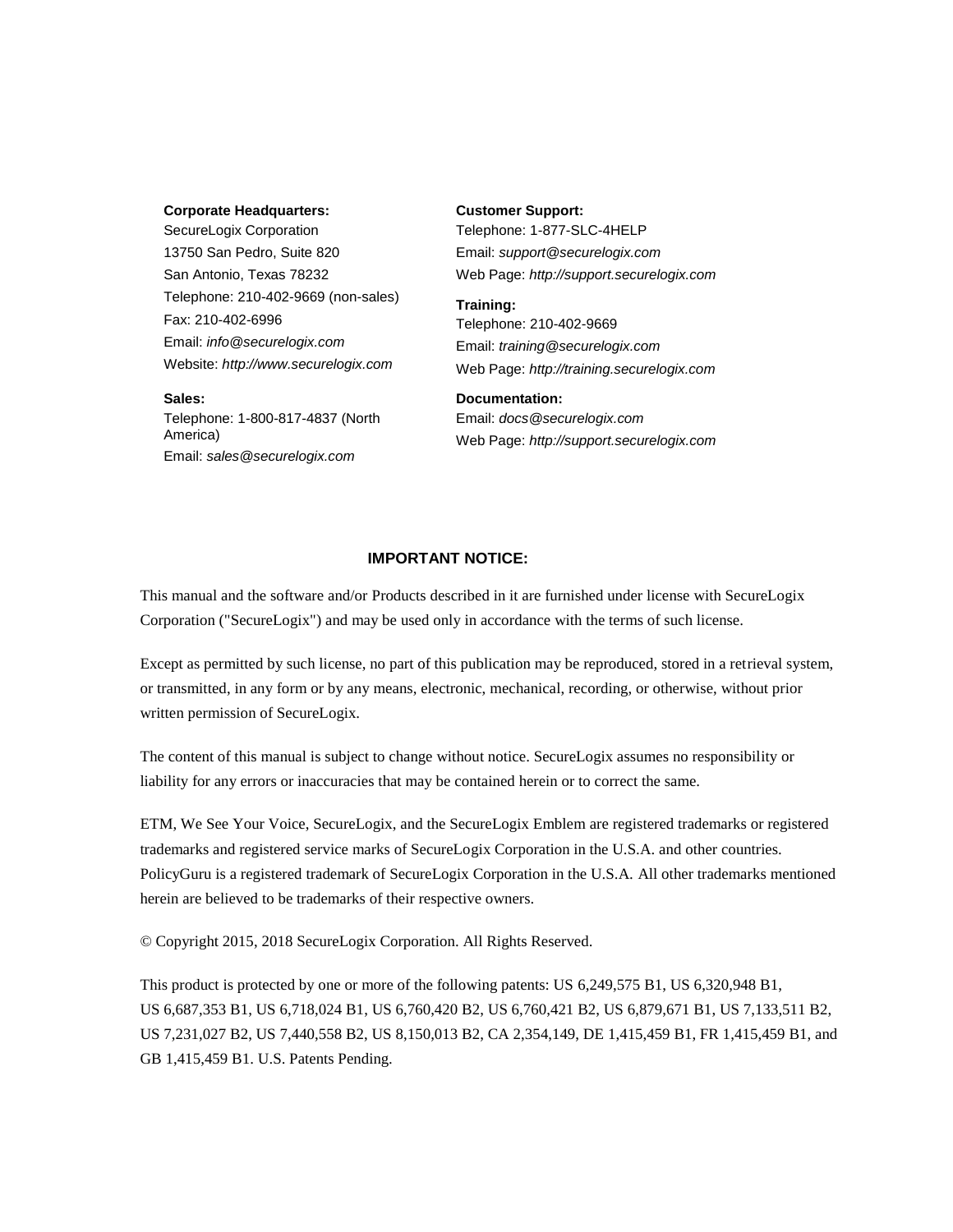**Corporate Headquarters:**
SecureLogix Corporation
13750 San Pedro, Suite 820
San Antonio, Texas 78232
Telephone: 210-402-9669 (non-sales)
Fax: 210-402-6996
Email: *info@securelogix.com*
Website: *http://www.securelogix.com*

**Sales:**
Telephone: 1-800-817-4837 (North America)
Email: *sales@securelogix.com*

**Customer Support:**
Telephone: 1-877-SLC-4HELP
Email: *support@securelogix.com*
Web Page: *http://support.securelogix.com*

**Training:**
Telephone: 210-402-9669
Email: *training@securelogix.com*
Web Page: *http://training.securelogix.com*

**Documentation:**
Email: *docs@securelogix.com*
Web Page: *http://support.securelogix.com*

**IMPORTANT NOTICE:**

This manual and the software and/or Products described in it are furnished under license with SecureLogix Corporation ("SecureLogix") and may be used only in accordance with the terms of such license.

Except as permitted by such license, no part of this publication may be reproduced, stored in a retrieval system, or transmitted, in any form or by any means, electronic, mechanical, recording, or otherwise, without prior written permission of SecureLogix.

The content of this manual is subject to change without notice. SecureLogix assumes no responsibility or liability for any errors or inaccuracies that may be contained herein or to correct the same.

ETM, We See Your Voice, SecureLogix, and the SecureLogix Emblem are registered trademarks or registered trademarks and registered service marks of SecureLogix Corporation in the U.S.A. and other countries. PolicyGuru is a registered trademark of SecureLogix Corporation in the U.S.A. All other trademarks mentioned herein are believed to be trademarks of their respective owners.

© Copyright 2015, 2018 SecureLogix Corporation. All Rights Reserved.

This product is protected by one or more of the following patents: US 6,249,575 B1, US 6,320,948 B1, US 6,687,353 B1, US 6,718,024 B1, US 6,760,420 B2, US 6,760,421 B2, US 6,879,671 B1, US 7,133,511 B2, US 7,231,027 B2, US 7,440,558 B2, US 8,150,013 B2, CA 2,354,149, DE 1,415,459 B1, FR 1,415,459 B1, and GB 1,415,459 B1. U.S. Patents Pending.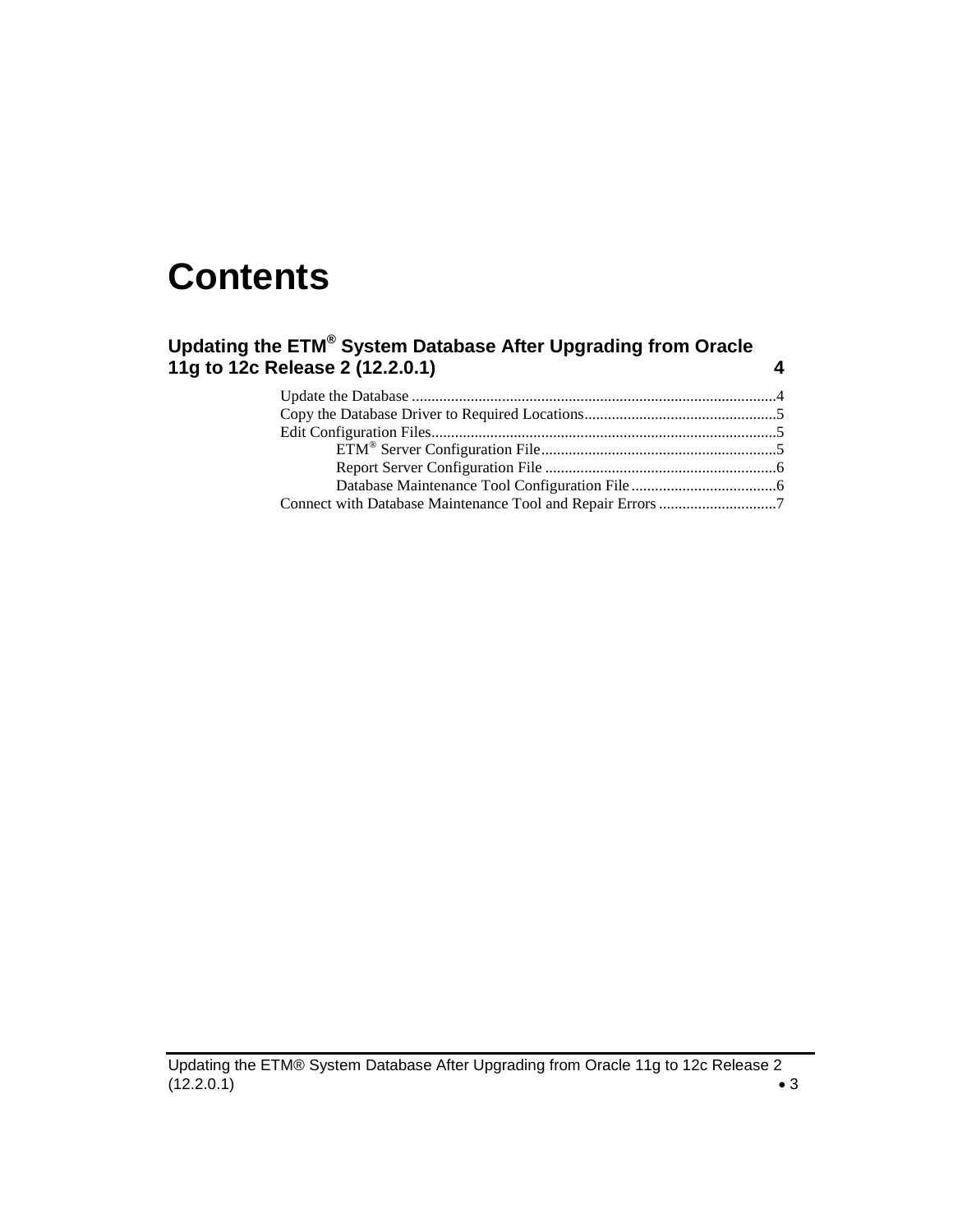# Contents

**Updating the ETM® System Database After Upgrading from Oracle 11g to 12c Release 2 (12.2.0.1) 4**

Update the Database ....................................................................................4
Copy the Database Driver to Required Locations..............................................5
Edit Configuration Files.....................................................................................5
    ETM® Server Configuration File.................................................................5
    Report Server Configuration File ................................................................6
    Database Maintenance Tool Configuration File .........................................6
Connect with Database Maintenance Tool and Repair Errors ..............................7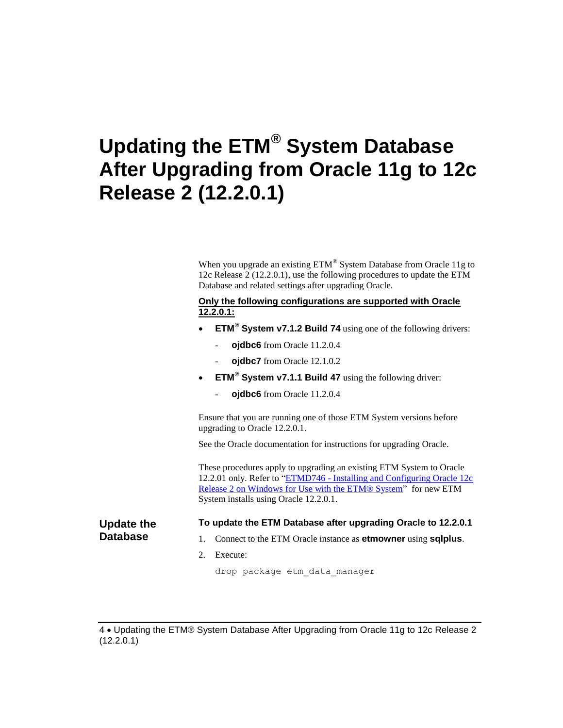# Updating the ETM® System Database After Upgrading from Oracle 11g to 12c Release 2 (12.2.0.1)

When you upgrade an existing ETM® System Database from Oracle 11g to 12c Release 2 (12.2.0.1), use the following procedures to update the ETM Database and related settings after upgrading Oracle.

**Only the following configurations are supported with Oracle 12.2.0.1:**

- **ETM® System v7.1.2 Build 74** using one of the following drivers:
  - **ojdbc6** from Oracle 11.2.0.4
  - **ojdbc7** from Oracle 12.1.0.2
- **ETM® System v7.1.1 Build 47** using the following driver:
  - **ojdbc6** from Oracle 11.2.0.4

Ensure that you are running one of those ETM System versions before upgrading to Oracle 12.2.0.1.

See the Oracle documentation for instructions for upgrading Oracle.

These procedures apply to upgrading an existing ETM System to Oracle 12.2.01 only. Refer to "ETMD746 - Installing and Configuring Oracle 12c Release 2 on Windows for Use with the ETM® System" for new ETM System installs using Oracle 12.2.0.1.

## Update the Database

**To update the ETM Database after upgrading Oracle to 12.2.0.1**

1. Connect to the ETM Oracle instance as **etmowner** using **sqlplus**.
2. Execute:

```
drop package etm_data_manager
```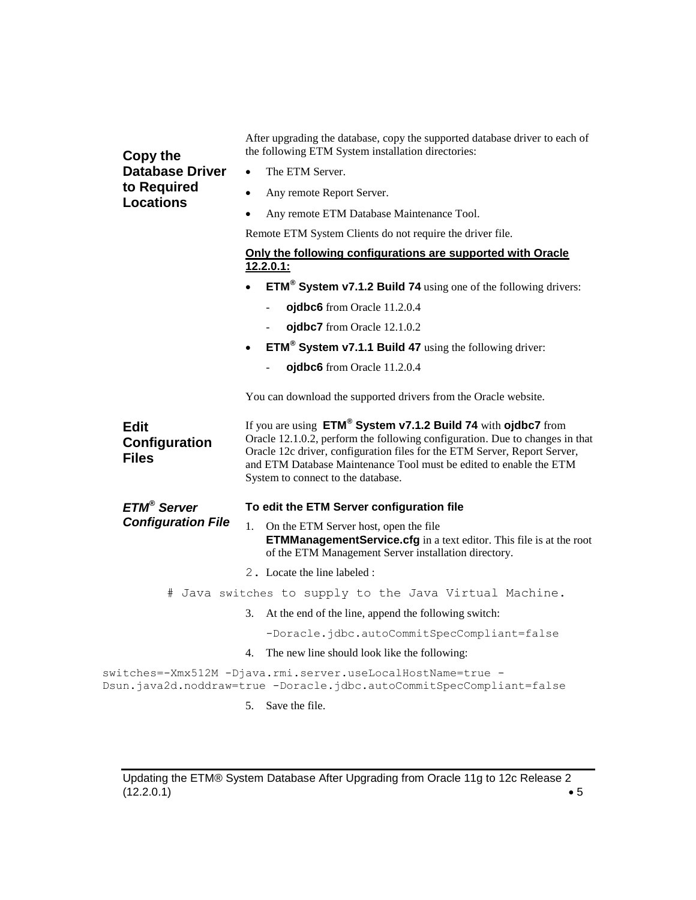## Copy the Database Driver to Required Locations

After upgrading the database, copy the supported database driver to each of the following ETM System installation directories:

- The ETM Server.
- Any remote Report Server.
- Any remote ETM Database Maintenance Tool.

Remote ETM System Clients do not require the driver file.

**Only the following configurations are supported with Oracle 12.2.0.1:**

- **ETM® System v7.1.2 Build 74** using one of the following drivers:
  - **ojdbc6** from Oracle 11.2.0.4
  - **ojdbc7** from Oracle 12.1.0.2
- **ETM® System v7.1.1 Build 47** using the following driver:
  - **ojdbc6** from Oracle 11.2.0.4

You can download the supported drivers from the Oracle website.

## Edit Configuration Files

If you are using **ETM® System v7.1.2 Build 74** with **ojdbc7** from Oracle 12.1.0.2, perform the following configuration. Due to changes in that Oracle 12c driver, configuration files for the ETM Server, Report Server, and ETM Database Maintenance Tool must be edited to enable the ETM System to connect to the database.

### *ETM® Server Configuration File*

**To edit the ETM Server configuration file**

1. On the ETM Server host, open the file **ETMManagementService.cfg** in a text editor. This file is at the root of the ETM Management Server installation directory.
2. Locate the line labeled :

```
# Java switches to supply to the Java Virtual Machine.
```

3. At the end of the line, append the following switch:

```
-Doracle.jdbc.autoCommitSpecCompliant=false
```

4. The new line should look like the following:

```
switches=-Xmx512M -Djava.rmi.server.useLocalHostName=true -
Dsun.java2d.noddraw=true -Doracle.jdbc.autoCommitSpecCompliant=false
```

5. Save the file.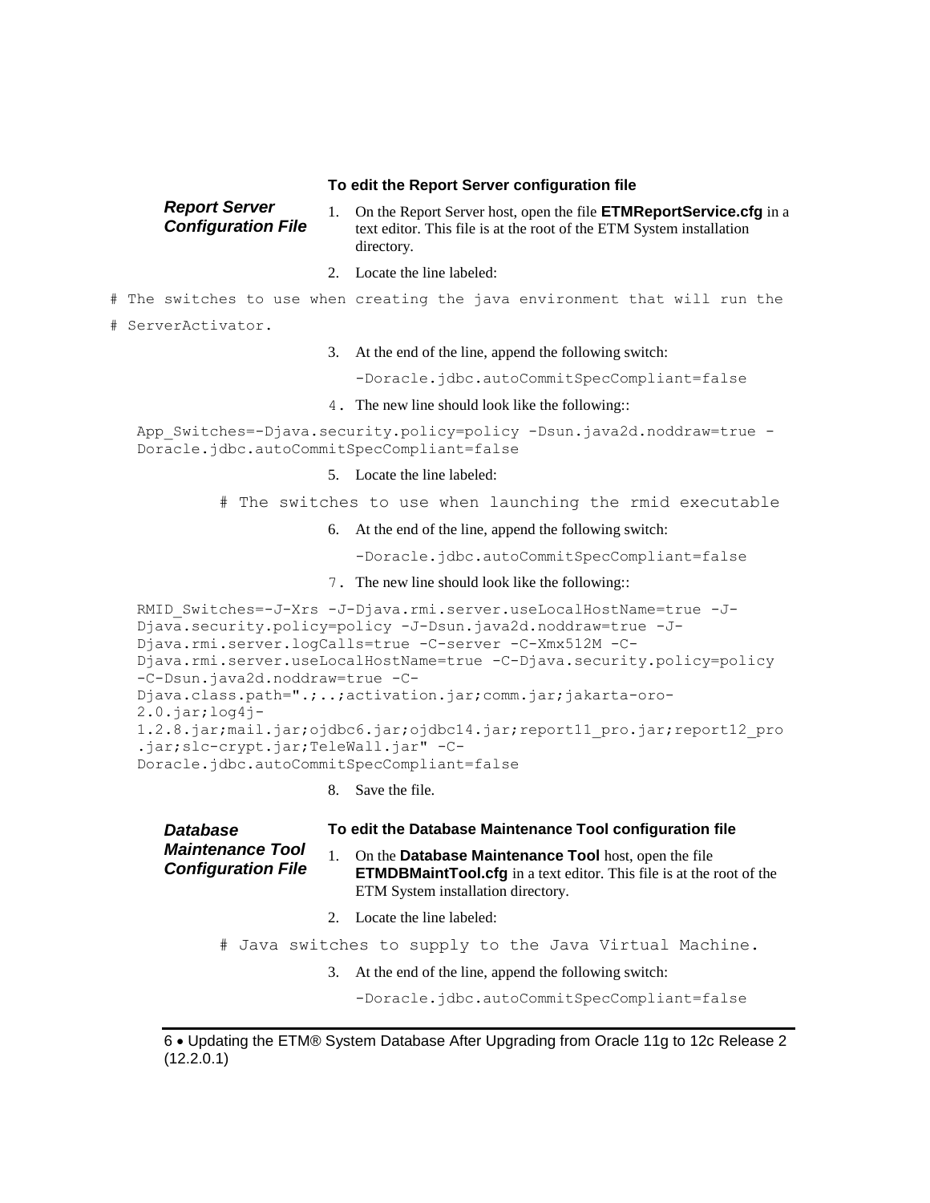### To edit the Report Server configuration file

***Report Server Configuration File***

1. On the Report Server host, open the file **ETMReportService.cfg** in a text editor. This file is at the root of the ETM System installation directory.
2. Locate the line labeled:

```
# The switches to use when creating the java environment that will run the
# ServerActivator.
```

3. At the end of the line, append the following switch:

   ```
   -Doracle.jdbc.autoCommitSpecCompliant=false
   ```

4. The new line should look like the following::

```
App_Switches=-Djava.security.policy=policy -Dsun.java2d.noddraw=true -
Doracle.jdbc.autoCommitSpecCompliant=false
```

5. Locate the line labeled:

```
# The switches to use when launching the rmid executable
```

6. At the end of the line, append the following switch:

   ```
   -Doracle.jdbc.autoCommitSpecCompliant=false
   ```

7. The new line should look like the following::

```
RMID_Switches=-J-Xrs -J-Djava.rmi.server.useLocalHostName=true -J-
Djava.security.policy=policy -J-Dsun.java2d.noddraw=true -J-
Djava.rmi.server.logCalls=true -C-server -C-Xmx512M -C-
Djava.rmi.server.useLocalHostName=true -C-Djava.security.policy=policy
-C-Dsun.java2d.noddraw=true -C-
Djava.class.path=".;..;activation.jar;comm.jar;jakarta-oro-
2.0.jar;log4j-
1.2.8.jar;mail.jar;ojdbc6.jar;ojdbc14.jar;report11_pro.jar;report12_pro
.jar;slc-crypt.jar;TeleWall.jar" -C-
Doracle.jdbc.autoCommitSpecCompliant=false
```

8. Save the file.

***Database Maintenance Tool Configuration File***

### To edit the Database Maintenance Tool configuration file

1. On the **Database Maintenance Tool** host, open the file **ETMDBMaintTool.cfg** in a text editor. This file is at the root of the ETM System installation directory.
2. Locate the line labeled:

```
# Java switches to supply to the Java Virtual Machine.
```

3. At the end of the line, append the following switch:

   ```
   -Doracle.jdbc.autoCommitSpecCompliant=false
   ```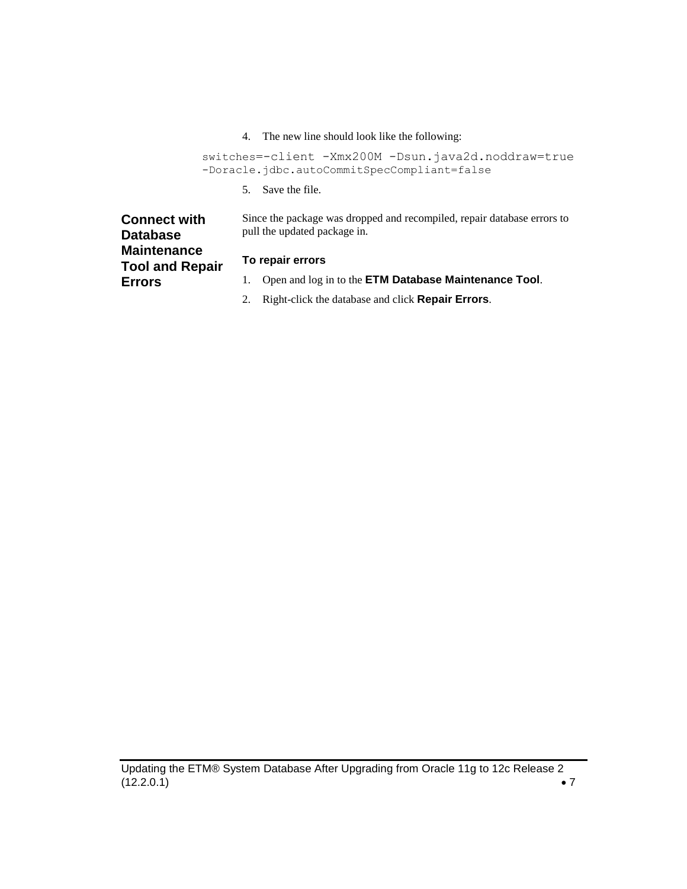4. The new line should look like the following:

```
switches=-client -Xmx200M -Dsun.java2d.noddraw=true
-Doracle.jdbc.autoCommitSpecCompliant=false
```

5. Save the file.

## Connect with Database Maintenance Tool and Repair Errors

Since the package was dropped and recompiled, repair database errors to pull the updated package in.

### To repair errors

1. Open and log in to the **ETM Database Maintenance Tool**.
2. Right-click the database and click **Repair Errors**.